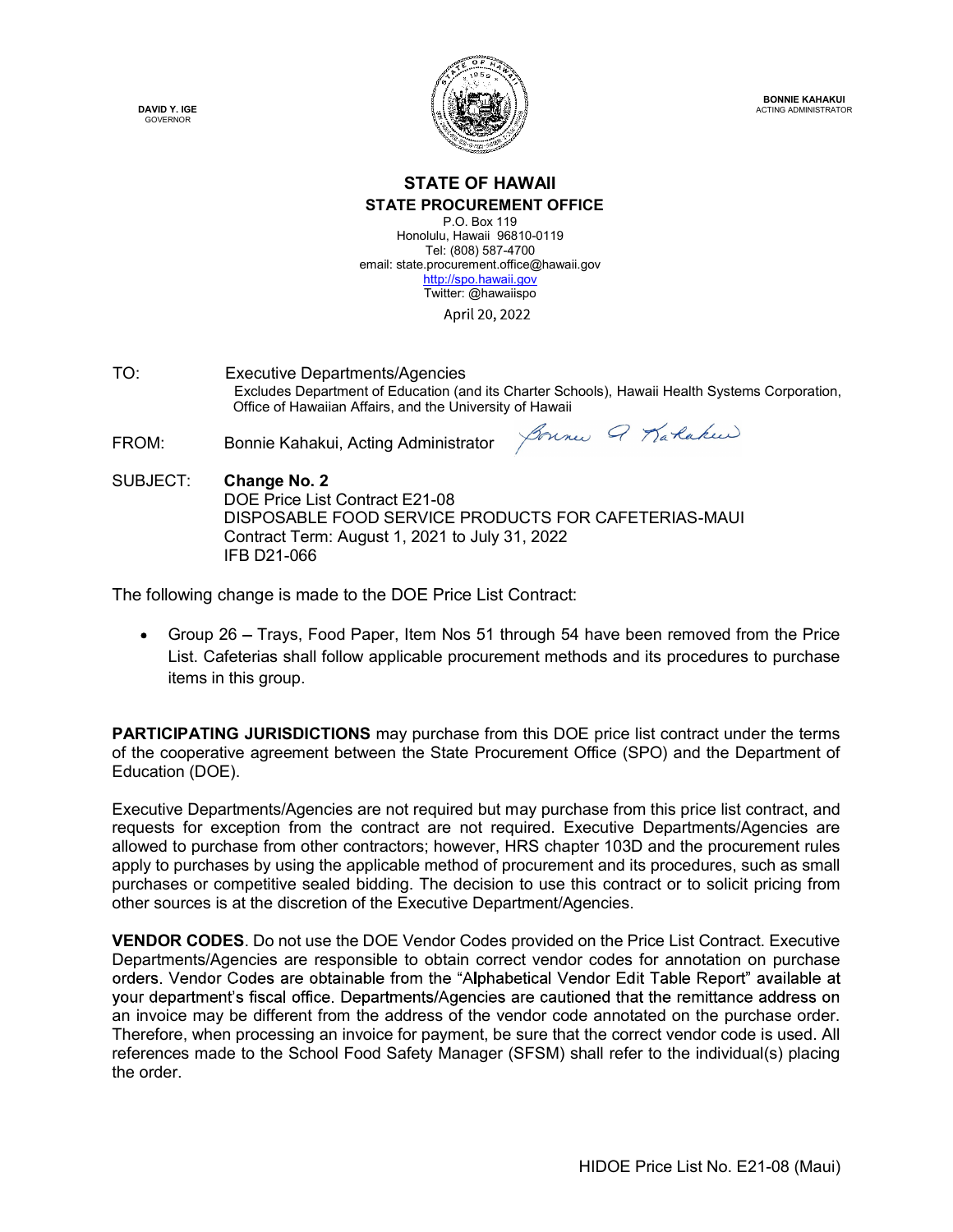**DAVID Y. IGE**
GOVERNOR

**BONNIE KAHAKUI**
ACTING ADMINISTRATOR

# STATE OF HAWAII

## STATE PROCUREMENT OFFICE

P.O. Box 119
Honolulu, Hawaii 96810-0119
Tel: (808) 587-4700
email: state.procurement.office@hawaii.gov
http://spo.hawaii.gov
Twitter: @hawaiispo

April 20, 2022

TO: Executive Departments/Agencies
Excludes Department of Education (and its Charter Schools), Hawaii Health Systems Corporation, Office of Hawaiian Affairs, and the University of Hawaii

FROM: Bonnie Kahakui, Acting Administrator

SUBJECT: **Change No. 2**
DOE Price List Contract E21-08
DISPOSABLE FOOD SERVICE PRODUCTS FOR CAFETERIAS-MAUI
Contract Term: August 1, 2021 to July 31, 2022
IFB D21-066

The following change is made to the DOE Price List Contract:

- Group 26 – Trays, Food Paper, Item Nos 51 through 54 have been removed from the Price List. Cafeterias shall follow applicable procurement methods and its procedures to purchase items in this group.

**PARTICIPATING JURISDICTIONS** may purchase from this DOE price list contract under the terms of the cooperative agreement between the State Procurement Office (SPO) and the Department of Education (DOE).

Executive Departments/Agencies are not required but may purchase from this price list contract, and requests for exception from the contract are not required. Executive Departments/Agencies are allowed to purchase from other contractors; however, HRS chapter 103D and the procurement rules apply to purchases by using the applicable method of procurement and its procedures, such as small purchases or competitive sealed bidding. The decision to use this contract or to solicit pricing from other sources is at the discretion of the Executive Department/Agencies.

**VENDOR CODES**. Do not use the DOE Vendor Codes provided on the Price List Contract. Executive Departments/Agencies are responsible to obtain correct vendor codes for annotation on purchase orders. Vendor Codes are obtainable from the "Alphabetical Vendor Edit Table Report" available at your department's fiscal office. Departments/Agencies are cautioned that the remittance address on an invoice may be different from the address of the vendor code annotated on the purchase order. Therefore, when processing an invoice for payment, be sure that the correct vendor code is used. All references made to the School Food Safety Manager (SFSM) shall refer to the individual(s) placing the order.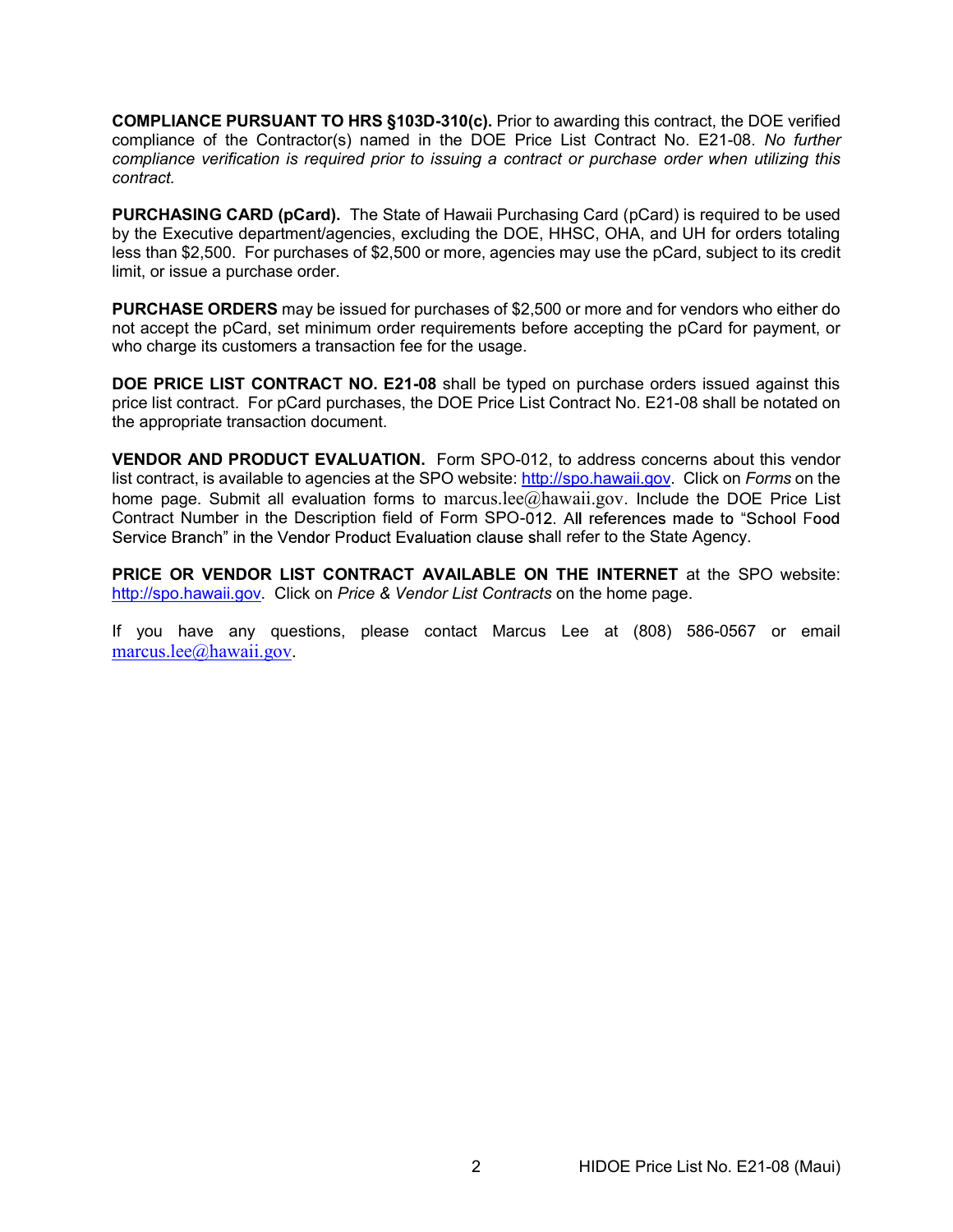**COMPLIANCE PURSUANT TO HRS §103D-310(c).** Prior to awarding this contract, the DOE verified compliance of the Contractor(s) named in the DOE Price List Contract No. E21-08. *No further compliance verification is required prior to issuing a contract or purchase order when utilizing this contract.*

**PURCHASING CARD (pCard).** The State of Hawaii Purchasing Card (pCard) is required to be used by the Executive department/agencies, excluding the DOE, HHSC, OHA, and UH for orders totaling less than $2,500. For purchases of $2,500 or more, agencies may use the pCard, subject to its credit limit, or issue a purchase order.

**PURCHASE ORDERS** may be issued for purchases of $2,500 or more and for vendors who either do not accept the pCard, set minimum order requirements before accepting the pCard for payment, or who charge its customers a transaction fee for the usage.

**DOE PRICE LIST CONTRACT NO. E21-08** shall be typed on purchase orders issued against this price list contract. For pCard purchases, the DOE Price List Contract No. E21-08 shall be notated on the appropriate transaction document.

**VENDOR AND PRODUCT EVALUATION.** Form SPO-012, to address concerns about this vendor list contract, is available to agencies at the SPO website: http://spo.hawaii.gov. Click on *Forms* on the home page. Submit all evaluation forms to marcus.lee@hawaii.gov. Include the DOE Price List Contract Number in the Description field of Form SPO-012. All references made to "School Food Service Branch" in the Vendor Product Evaluation clause shall refer to the State Agency.

**PRICE OR VENDOR LIST CONTRACT AVAILABLE ON THE INTERNET** at the SPO website: http://spo.hawaii.gov. Click on *Price & Vendor List Contracts* on the home page.

If you have any questions, please contact Marcus Lee at (808) 586-0567 or email marcus.lee@hawaii.gov.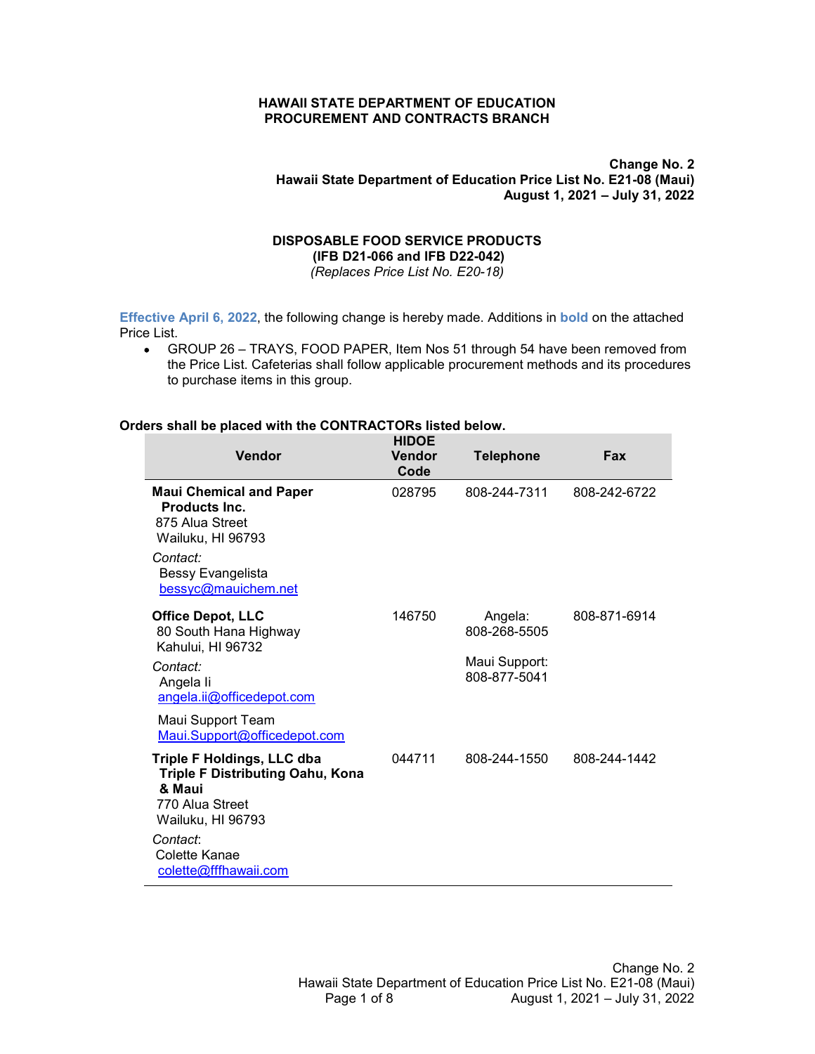**HAWAII STATE DEPARTMENT OF EDUCATION**
**PROCUREMENT AND CONTRACTS BRANCH**

**Change No. 2**
**Hawaii State Department of Education Price List No. E21-08 (Maui)**
**August 1, 2021 – July 31, 2022**

**DISPOSABLE FOOD SERVICE PRODUCTS**
**(IFB D21-066 and IFB D22-042)**
*(Replaces Price List No. E20-18)*

**Effective April 6, 2022**, the following change is hereby made. Additions in **bold** on the attached Price List.

- GROUP 26 – TRAYS, FOOD PAPER, Item Nos 51 through 54 have been removed from the Price List. Cafeterias shall follow applicable procurement methods and its procedures to purchase items in this group.

**Orders shall be placed with the CONTRACTORs listed below.**

| Vendor | HIDOE Vendor Code | Telephone | Fax |
|---|---|---|---|
| **Maui Chemical and Paper Products Inc.**<br>875 Alua Street<br>Wailuku, HI 96793<br>*Contact:*<br>Bessy Evangelista<br>bessyc@mauichem.net | 028795 | 808-244-7311 | 808-242-6722 |
| **Office Depot, LLC**<br>80 South Hana Highway<br>Kahului, HI 96732<br>*Contact:*<br>Angela Ii<br>angela.ii@officedepot.com<br>Maui Support Team<br>Maui.Support@officedepot.com | 146750 | Angela: 808-268-5505<br>Maui Support: 808-877-5041 | 808-871-6914 |
| **Triple F Holdings, LLC dba Triple F Distributing Oahu, Kona & Maui**<br>770 Alua Street<br>Wailuku, HI 96793<br>*Contact*:<br>Colette Kanae<br>colette@fffhawaii.com | 044711 | 808-244-1550 | 808-244-1442 |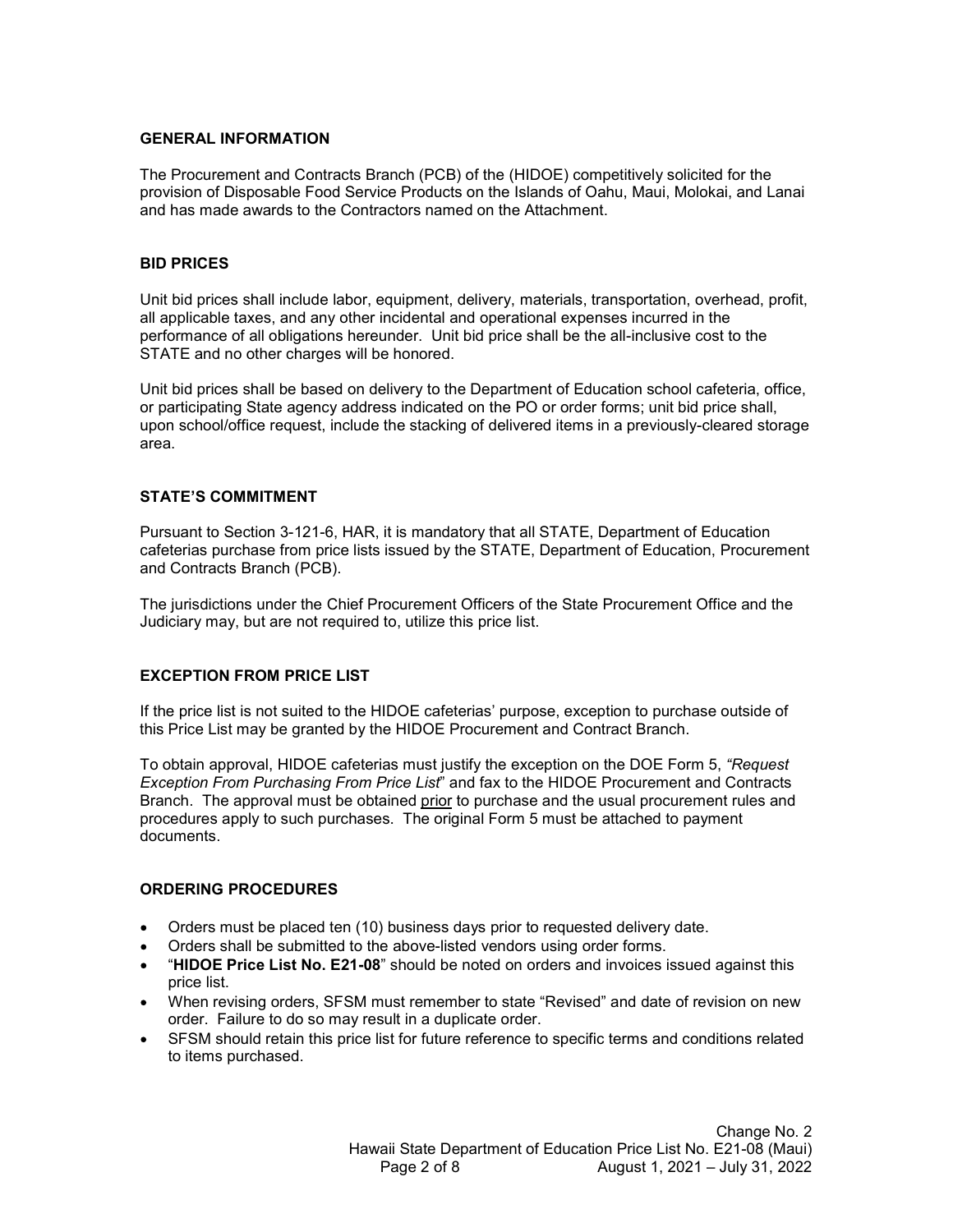## GENERAL INFORMATION

The Procurement and Contracts Branch (PCB) of the (HIDOE) competitively solicited for the provision of Disposable Food Service Products on the Islands of Oahu, Maui, Molokai, and Lanai and has made awards to the Contractors named on the Attachment.

## BID PRICES

Unit bid prices shall include labor, equipment, delivery, materials, transportation, overhead, profit, all applicable taxes, and any other incidental and operational expenses incurred in the performance of all obligations hereunder. Unit bid price shall be the all-inclusive cost to the STATE and no other charges will be honored.

Unit bid prices shall be based on delivery to the Department of Education school cafeteria, office, or participating State agency address indicated on the PO or order forms; unit bid price shall, upon school/office request, include the stacking of delivered items in a previously-cleared storage area.

## STATE'S COMMITMENT

Pursuant to Section 3-121-6, HAR, it is mandatory that all STATE, Department of Education cafeterias purchase from price lists issued by the STATE, Department of Education, Procurement and Contracts Branch (PCB).

The jurisdictions under the Chief Procurement Officers of the State Procurement Office and the Judiciary may, but are not required to, utilize this price list.

## EXCEPTION FROM PRICE LIST

If the price list is not suited to the HIDOE cafeterias' purpose, exception to purchase outside of this Price List may be granted by the HIDOE Procurement and Contract Branch.

To obtain approval, HIDOE cafeterias must justify the exception on the DOE Form 5, *"Request Exception From Purchasing From Price List"* and fax to the HIDOE Procurement and Contracts Branch. The approval must be obtained prior to purchase and the usual procurement rules and procedures apply to such purchases. The original Form 5 must be attached to payment documents.

## ORDERING PROCEDURES

- Orders must be placed ten (10) business days prior to requested delivery date.
- Orders shall be submitted to the above-listed vendors using order forms.
- "**HIDOE Price List No. E21-08**" should be noted on orders and invoices issued against this price list.
- When revising orders, SFSM must remember to state "Revised" and date of revision on new order. Failure to do so may result in a duplicate order.
- SFSM should retain this price list for future reference to specific terms and conditions related to items purchased.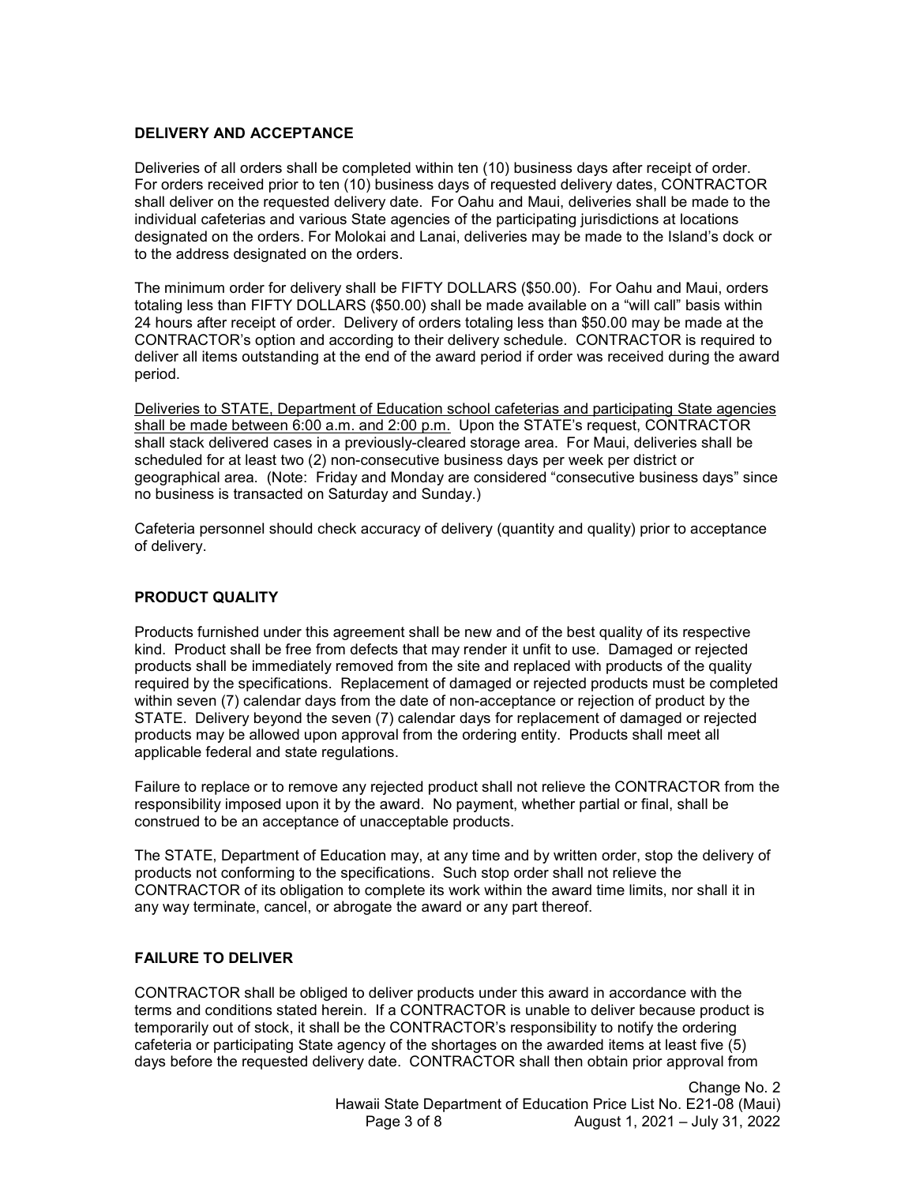## DELIVERY AND ACCEPTANCE

Deliveries of all orders shall be completed within ten (10) business days after receipt of order. For orders received prior to ten (10) business days of requested delivery dates, CONTRACTOR shall deliver on the requested delivery date. For Oahu and Maui, deliveries shall be made to the individual cafeterias and various State agencies of the participating jurisdictions at locations designated on the orders. For Molokai and Lanai, deliveries may be made to the Island's dock or to the address designated on the orders.

The minimum order for delivery shall be FIFTY DOLLARS ($50.00). For Oahu and Maui, orders totaling less than FIFTY DOLLARS ($50.00) shall be made available on a "will call" basis within 24 hours after receipt of order. Delivery of orders totaling less than $50.00 may be made at the CONTRACTOR's option and according to their delivery schedule. CONTRACTOR is required to deliver all items outstanding at the end of the award period if order was received during the award period.

<u>Deliveries to STATE, Department of Education school cafeterias and participating State agencies shall be made between 6:00 a.m. and 2:00 p.m.</u> Upon the STATE's request, CONTRACTOR shall stack delivered cases in a previously-cleared storage area. For Maui, deliveries shall be scheduled for at least two (2) non-consecutive business days per week per district or geographical area. (Note: Friday and Monday are considered "consecutive business days" since no business is transacted on Saturday and Sunday.)

Cafeteria personnel should check accuracy of delivery (quantity and quality) prior to acceptance of delivery.

## PRODUCT QUALITY

Products furnished under this agreement shall be new and of the best quality of its respective kind. Product shall be free from defects that may render it unfit to use. Damaged or rejected products shall be immediately removed from the site and replaced with products of the quality required by the specifications. Replacement of damaged or rejected products must be completed within seven (7) calendar days from the date of non-acceptance or rejection of product by the STATE. Delivery beyond the seven (7) calendar days for replacement of damaged or rejected products may be allowed upon approval from the ordering entity. Products shall meet all applicable federal and state regulations.

Failure to replace or to remove any rejected product shall not relieve the CONTRACTOR from the responsibility imposed upon it by the award. No payment, whether partial or final, shall be construed to be an acceptance of unacceptable products.

The STATE, Department of Education may, at any time and by written order, stop the delivery of products not conforming to the specifications. Such stop order shall not relieve the CONTRACTOR of its obligation to complete its work within the award time limits, nor shall it in any way terminate, cancel, or abrogate the award or any part thereof.

## FAILURE TO DELIVER

CONTRACTOR shall be obliged to deliver products under this award in accordance with the terms and conditions stated herein. If a CONTRACTOR is unable to deliver because product is temporarily out of stock, it shall be the CONTRACTOR's responsibility to notify the ordering cafeteria or participating State agency of the shortages on the awarded items at least five (5) days before the requested delivery date. CONTRACTOR shall then obtain prior approval from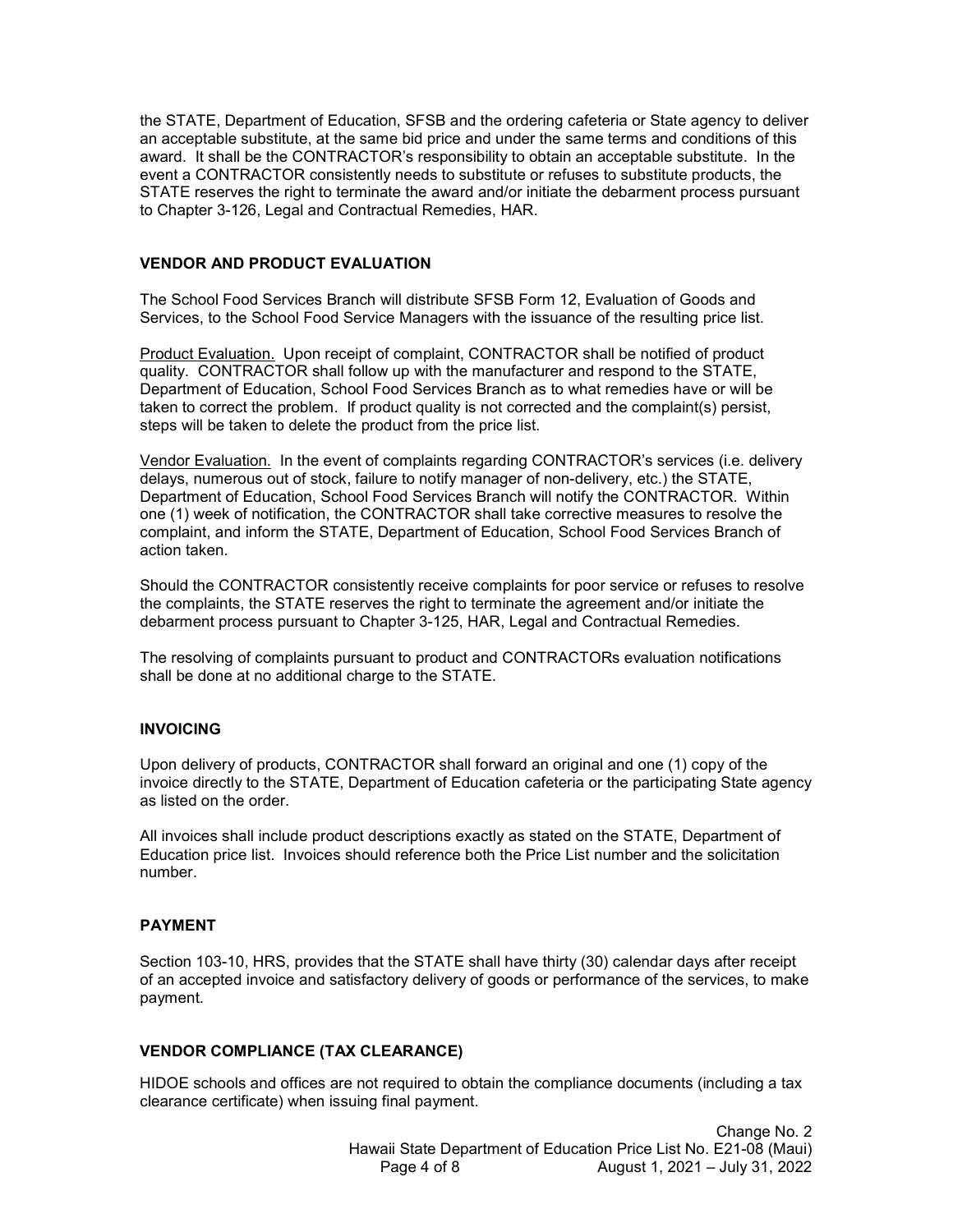the STATE, Department of Education, SFSB and the ordering cafeteria or State agency to deliver an acceptable substitute, at the same bid price and under the same terms and conditions of this award. It shall be the CONTRACTOR's responsibility to obtain an acceptable substitute. In the event a CONTRACTOR consistently needs to substitute or refuses to substitute products, the STATE reserves the right to terminate the award and/or initiate the debarment process pursuant to Chapter 3-126, Legal and Contractual Remedies, HAR.

## VENDOR AND PRODUCT EVALUATION

The School Food Services Branch will distribute SFSB Form 12, Evaluation of Goods and Services, to the School Food Service Managers with the issuance of the resulting price list.

Product Evaluation. Upon receipt of complaint, CONTRACTOR shall be notified of product quality. CONTRACTOR shall follow up with the manufacturer and respond to the STATE, Department of Education, School Food Services Branch as to what remedies have or will be taken to correct the problem. If product quality is not corrected and the complaint(s) persist, steps will be taken to delete the product from the price list.

Vendor Evaluation. In the event of complaints regarding CONTRACTOR's services (i.e. delivery delays, numerous out of stock, failure to notify manager of non-delivery, etc.) the STATE, Department of Education, School Food Services Branch will notify the CONTRACTOR. Within one (1) week of notification, the CONTRACTOR shall take corrective measures to resolve the complaint, and inform the STATE, Department of Education, School Food Services Branch of action taken.

Should the CONTRACTOR consistently receive complaints for poor service or refuses to resolve the complaints, the STATE reserves the right to terminate the agreement and/or initiate the debarment process pursuant to Chapter 3-125, HAR, Legal and Contractual Remedies.

The resolving of complaints pursuant to product and CONTRACTORs evaluation notifications shall be done at no additional charge to the STATE.

## INVOICING

Upon delivery of products, CONTRACTOR shall forward an original and one (1) copy of the invoice directly to the STATE, Department of Education cafeteria or the participating State agency as listed on the order.

All invoices shall include product descriptions exactly as stated on the STATE, Department of Education price list. Invoices should reference both the Price List number and the solicitation number.

## PAYMENT

Section 103-10, HRS, provides that the STATE shall have thirty (30) calendar days after receipt of an accepted invoice and satisfactory delivery of goods or performance of the services, to make payment.

## VENDOR COMPLIANCE (TAX CLEARANCE)

HIDOE schools and offices are not required to obtain the compliance documents (including a tax clearance certificate) when issuing final payment.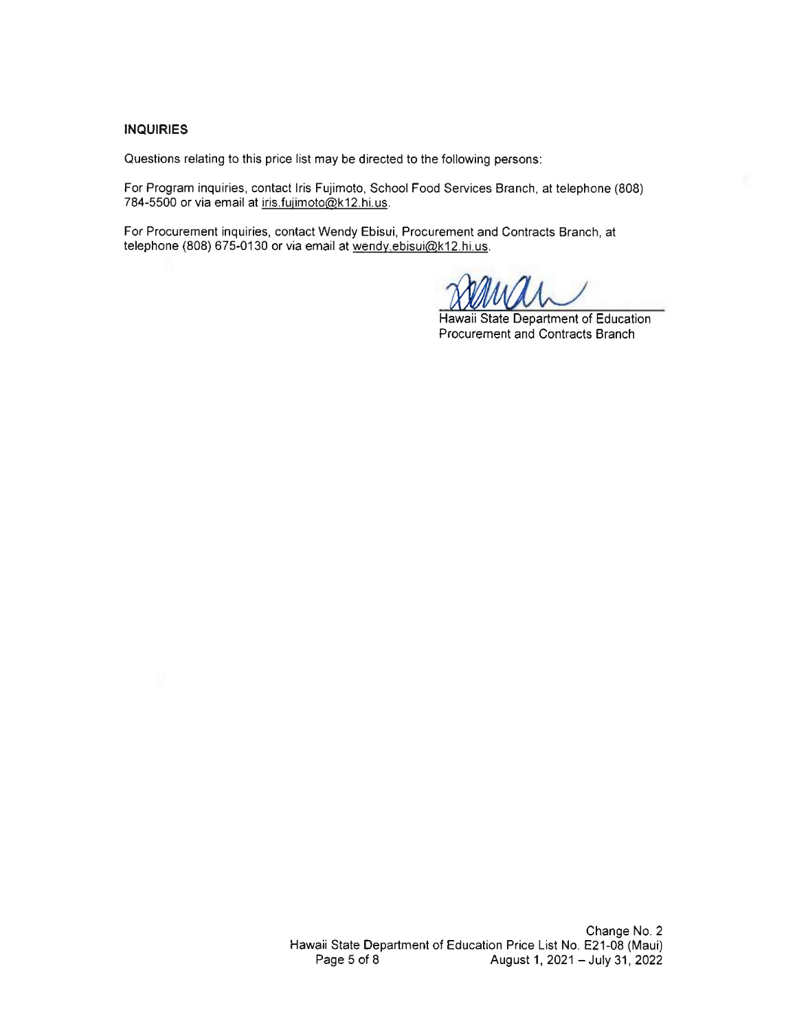**INQUIRIES**

Questions relating to this price list may be directed to the following persons:

For Program inquiries, contact Iris Fujimoto, School Food Services Branch, at telephone (808) 784-5500 or via email at iris.fujimoto@k12.hi.us.

For Procurement inquiries, contact Wendy Ebisui, Procurement and Contracts Branch, at telephone (808) 675-0130 or via email at wendy.ebisui@k12.hi.us.

Hawaii State Department of Education
Procurement and Contracts Branch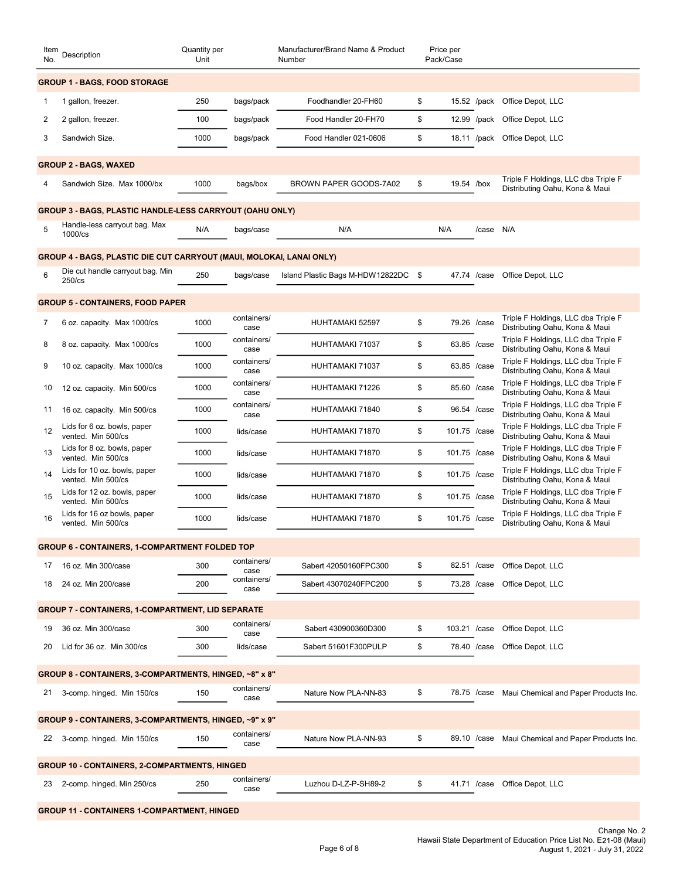| Item No. | Description | Quantity per Unit | | Manufacturer/Brand Name & Product Number | Price per Pack/Case | | |
|---|---|---|---|---|---|---|---|
| **GROUP 1 - BAGS, FOOD STORAGE** | | | | | | | |
| 1 | 1 gallon, freezer. | 250 | bags/pack | Foodhandler 20-FH60 | $ 15.52 | /pack | Office Depot, LLC |
| 2 | 2 gallon, freezer. | 100 | bags/pack | Food Handler 20-FH70 | $ 12.99 | /pack | Office Depot, LLC |
| 3 | Sandwich Size. | 1000 | bags/pack | Food Handler 021-0606 | $ 18.11 | /pack | Office Depot, LLC |
| **GROUP 2 - BAGS, WAXED** | | | | | | | |
| 4 | Sandwich Size. Max 1000/bx | 1000 | bags/box | BROWN PAPER GOODS-7A02 | $ 19.54 | /box | Triple F Holdings, LLC dba Triple F Distributing Oahu, Kona & Maui |
| **GROUP 3 - BAGS, PLASTIC HANDLE-LESS CARRYOUT (OAHU ONLY)** | | | | | | | |
| 5 | Handle-less carryout bag. Max 1000/cs | N/A | bags/case | N/A | N/A | /case | N/A |
| **GROUP 4 - BAGS, PLASTIC DIE CUT CARRYOUT (MAUI, MOLOKAI, LANAI ONLY)** | | | | | | | |
| 6 | Die cut handle carryout bag. Min 250/cs | 250 | bags/case | Island Plastic Bags M-HDW12822DC | $ 47.74 | /case | Office Depot, LLC |
| **GROUP 5 - CONTAINERS, FOOD PAPER** | | | | | | | |
| 7 | 6 oz. capacity. Max 1000/cs | 1000 | containers/case | HUHTAMAKI 52597 | $ 79.26 | /case | Triple F Holdings, LLC dba Triple F Distributing Oahu, Kona & Maui |
| 8 | 8 oz. capacity. Max 1000/cs | 1000 | containers/case | HUHTAMAKI 71037 | $ 63.85 | /case | Triple F Holdings, LLC dba Triple F Distributing Oahu, Kona & Maui |
| 9 | 10 oz. capacity. Max 1000/cs | 1000 | containers/case | HUHTAMAKI 71037 | $ 63.85 | /case | Triple F Holdings, LLC dba Triple F Distributing Oahu, Kona & Maui |
| 10 | 12 oz. capacity. Min 500/cs | 1000 | containers/case | HUHTAMAKI 71226 | $ 85.60 | /case | Triple F Holdings, LLC dba Triple F Distributing Oahu, Kona & Maui |
| 11 | 16 oz. capacity. Min 500/cs | 1000 | containers/case | HUHTAMAKI 71840 | $ 96.54 | /case | Triple F Holdings, LLC dba Triple F Distributing Oahu, Kona & Maui |
| 12 | Lids for 6 oz. bowls, paper vented. Min 500/cs | 1000 | lids/case | HUHTAMAKI 71870 | $ 101.75 | /case | Triple F Holdings, LLC dba Triple F Distributing Oahu, Kona & Maui |
| 13 | Lids for 8 oz. bowls, paper vented. Min 500/cs | 1000 | lids/case | HUHTAMAKI 71870 | $ 101.75 | /case | Triple F Holdings, LLC dba Triple F Distributing Oahu, Kona & Maui |
| 14 | Lids for 10 oz. bowls, paper vented. Min 500/cs | 1000 | lids/case | HUHTAMAKI 71870 | $ 101.75 | /case | Triple F Holdings, LLC dba Triple F Distributing Oahu, Kona & Maui |
| 15 | Lids for 12 oz. bowls, paper vented. Min 500/cs | 1000 | lids/case | HUHTAMAKI 71870 | $ 101.75 | /case | Triple F Holdings, LLC dba Triple F Distributing Oahu, Kona & Maui |
| 16 | Lids for 16 oz bowls, paper vented. Min 500/cs | 1000 | lids/case | HUHTAMAKI 71870 | $ 101.75 | /case | Triple F Holdings, LLC dba Triple F Distributing Oahu, Kona & Maui |
| **GROUP 6 - CONTAINERS, 1-COMPARTMENT FOLDED TOP** | | | | | | | |
| 17 | 16 oz. Min 300/case | 300 | containers/case | Sabert 42050160FPC300 | $ 82.51 | /case | Office Depot, LLC |
| 18 | 24 oz. Min 200/case | 200 | containers/case | Sabert 43070240FPC200 | $ 73.28 | /case | Office Depot, LLC |
| **GROUP 7 - CONTAINERS, 1-COMPARTMENT, LID SEPARATE** | | | | | | | |
| 19 | 36 oz. Min 300/case | 300 | containers/case | Sabert 430900360D300 | $ 103.21 | /case | Office Depot, LLC |
| 20 | Lid for 36 oz. Min 300/cs | 300 | lids/case | Sabert 51601F300PULP | $ 78.40 | /case | Office Depot, LLC |
| **GROUP 8 - CONTAINERS, 3-COMPARTMENTS, HINGED, ~8" x 8"** | | | | | | | |
| 21 | 3-comp. hinged. Min 150/cs | 150 | containers/case | Nature Now PLA-NN-83 | $ 78.75 | /case | Maui Chemical and Paper Products Inc. |
| **GROUP 9 - CONTAINERS, 3-COMPARTMENTS, HINGED, ~9" x 9"** | | | | | | | |
| 22 | 3-comp. hinged. Min 150/cs | 150 | containers/case | Nature Now PLA-NN-93 | $ 89.10 | /case | Maui Chemical and Paper Products Inc. |
| **GROUP 10 - CONTAINERS, 2-COMPARTMENTS, HINGED** | | | | | | | |
| 23 | 2-comp. hinged. Min 250/cs | 250 | containers/case | Luzhou D-LZ-P-SH89-2 | $ 41.71 | /case | Office Depot, LLC |
| **GROUP 11 - CONTAINERS 1-COMPARTMENT, HINGED** | | | | | | | |

Change No. 2
Hawaii State Department of Education Price List No. E21-08 (Maui)
August 1, 2021 - July 31, 2022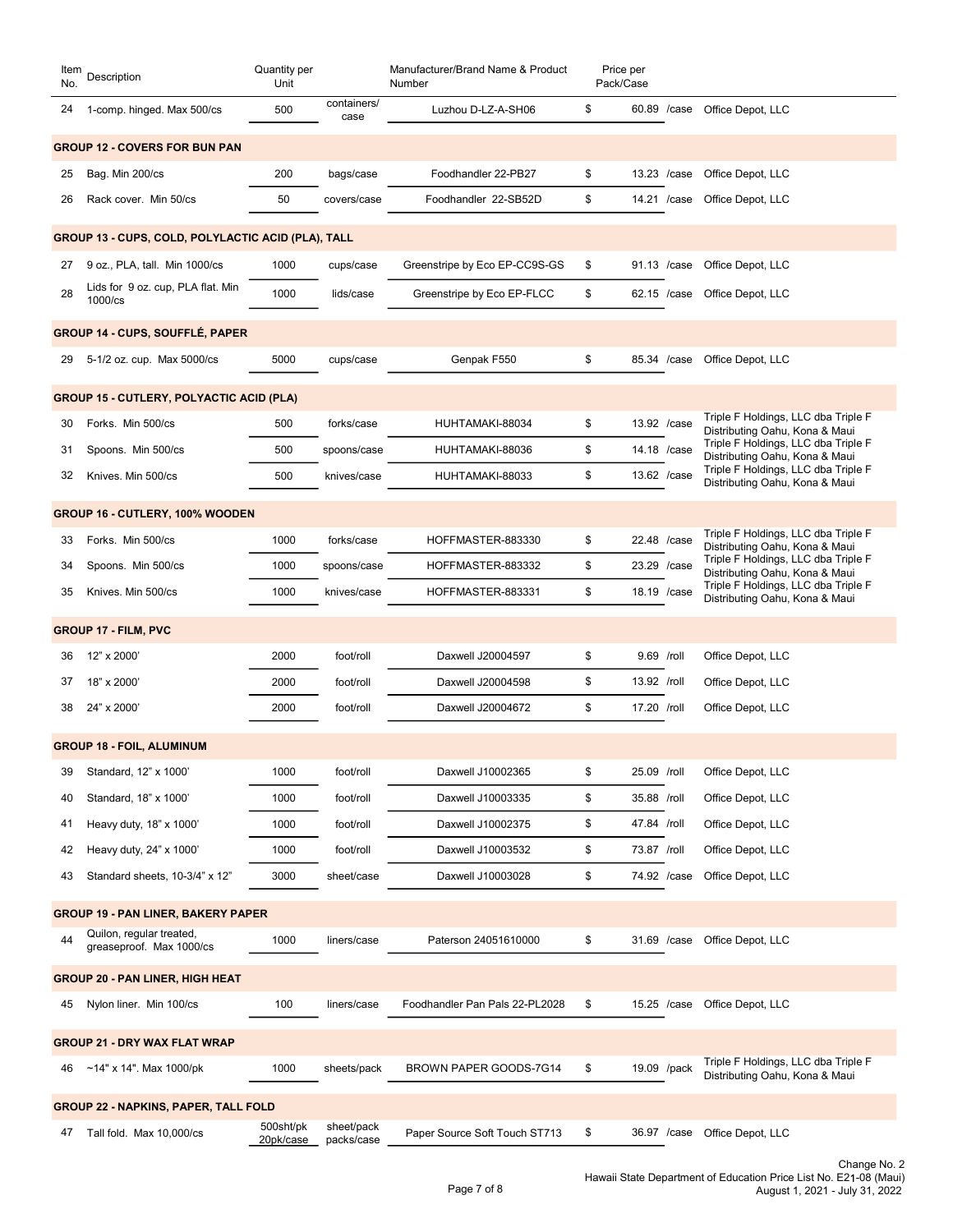| Item No. | Description | Quantity per Unit | | Manufacturer/Brand Name & Product Number | Price per Pack/Case | | |
|---|---|---|---|---|---|---|---|
| 24 | 1-comp. hinged. Max 500/cs | 500 | containers/ case | Luzhou D-LZ-A-SH06 | $ 60.89 | /case | Office Depot, LLC |
| **GROUP 12 - COVERS FOR BUN PAN** | | | | | | | |
| 25 | Bag. Min 200/cs | 200 | bags/case | Foodhandler 22-PB27 | $ 13.23 | /case | Office Depot, LLC |
| 26 | Rack cover. Min 50/cs | 50 | covers/case | Foodhandler 22-SB52D | $ 14.21 | /case | Office Depot, LLC |
| **GROUP 13 - CUPS, COLD, POLYLACTIC ACID (PLA), TALL** | | | | | | | |
| 27 | 9 oz., PLA, tall. Min 1000/cs | 1000 | cups/case | Greenstripe by Eco EP-CC9S-GS | $ 91.13 | /case | Office Depot, LLC |
| 28 | Lids for 9 oz. cup, PLA flat. Min 1000/cs | 1000 | lids/case | Greenstripe by Eco EP-FLCC | $ 62.15 | /case | Office Depot, LLC |
| **GROUP 14 - CUPS, SOUFFLÉ, PAPER** | | | | | | | |
| 29 | 5-1/2 oz. cup. Max 5000/cs | 5000 | cups/case | Genpak F550 | $ 85.34 | /case | Office Depot, LLC |
| **GROUP 15 - CUTLERY, POLYACTIC ACID (PLA)** | | | | | | | |
| 30 | Forks. Min 500/cs | 500 | forks/case | HUHTAMAKI-88034 | $ 13.92 | /case | Triple F Holdings, LLC dba Triple F Distributing Oahu, Kona & Maui |
| 31 | Spoons. Min 500/cs | 500 | spoons/case | HUHTAMAKI-88036 | $ 14.18 | /case | Triple F Holdings, LLC dba Triple F Distributing Oahu, Kona & Maui |
| 32 | Knives. Min 500/cs | 500 | knives/case | HUHTAMAKI-88033 | $ 13.62 | /case | Triple F Holdings, LLC dba Triple F Distributing Oahu, Kona & Maui |
| **GROUP 16 - CUTLERY, 100% WOODEN** | | | | | | | |
| 33 | Forks. Min 500/cs | 1000 | forks/case | HOFFMASTER-883330 | $ 22.48 | /case | Triple F Holdings, LLC dba Triple F Distributing Oahu, Kona & Maui |
| 34 | Spoons. Min 500/cs | 1000 | spoons/case | HOFFMASTER-883332 | $ 23.29 | /case | Triple F Holdings, LLC dba Triple F Distributing Oahu, Kona & Maui |
| 35 | Knives. Min 500/cs | 1000 | knives/case | HOFFMASTER-883331 | $ 18.19 | /case | Triple F Holdings, LLC dba Triple F Distributing Oahu, Kona & Maui |
| **GROUP 17 - FILM, PVC** | | | | | | | |
| 36 | 12" x 2000' | 2000 | foot/roll | Daxwell J20004597 | $ 9.69 | /roll | Office Depot, LLC |
| 37 | 18" x 2000' | 2000 | foot/roll | Daxwell J20004598 | $ 13.92 | /roll | Office Depot, LLC |
| 38 | 24" x 2000' | 2000 | foot/roll | Daxwell J20004672 | $ 17.20 | /roll | Office Depot, LLC |
| **GROUP 18 - FOIL, ALUMINUM** | | | | | | | |
| 39 | Standard, 12" x 1000' | 1000 | foot/roll | Daxwell J10002365 | $ 25.09 | /roll | Office Depot, LLC |
| 40 | Standard, 18" x 1000' | 1000 | foot/roll | Daxwell J10003335 | $ 35.88 | /roll | Office Depot, LLC |
| 41 | Heavy duty, 18" x 1000' | 1000 | foot/roll | Daxwell J10002375 | $ 47.84 | /roll | Office Depot, LLC |
| 42 | Heavy duty, 24" x 1000' | 1000 | foot/roll | Daxwell J10003532 | $ 73.87 | /roll | Office Depot, LLC |
| 43 | Standard sheets, 10-3/4" x 12" | 3000 | sheet/case | Daxwell J10003028 | $ 74.92 | /case | Office Depot, LLC |
| **GROUP 19 - PAN LINER, BAKERY PAPER** | | | | | | | |
| 44 | Quilon, regular treated, greaseproof. Max 1000/cs | 1000 | liners/case | Paterson 24051610000 | $ 31.69 | /case | Office Depot, LLC |
| **GROUP 20 - PAN LINER, HIGH HEAT** | | | | | | | |
| 45 | Nylon liner. Min 100/cs | 100 | liners/case | Foodhandler Pan Pals 22-PL2028 | $ 15.25 | /case | Office Depot, LLC |
| **GROUP 21 - DRY WAX FLAT WRAP** | | | | | | | |
| 46 | ~14" x 14". Max 1000/pk | 1000 | sheets/pack | BROWN PAPER GOODS-7G14 | $ 19.09 | /pack | Triple F Holdings, LLC dba Triple F Distributing Oahu, Kona & Maui |
| **GROUP 22 - NAPKINS, PAPER, TALL FOLD** | | | | | | | |
| 47 | Tall fold. Max 10,000/cs | 500sht/pk 20pk/case | sheet/pack packs/case | Paper Source Soft Touch ST713 | $ 36.97 | /case | Office Depot, LLC |

Change No. 2
Hawaii State Department of Education Price List No. E21-08 (Maui)
August 1, 2021 - July 31, 2022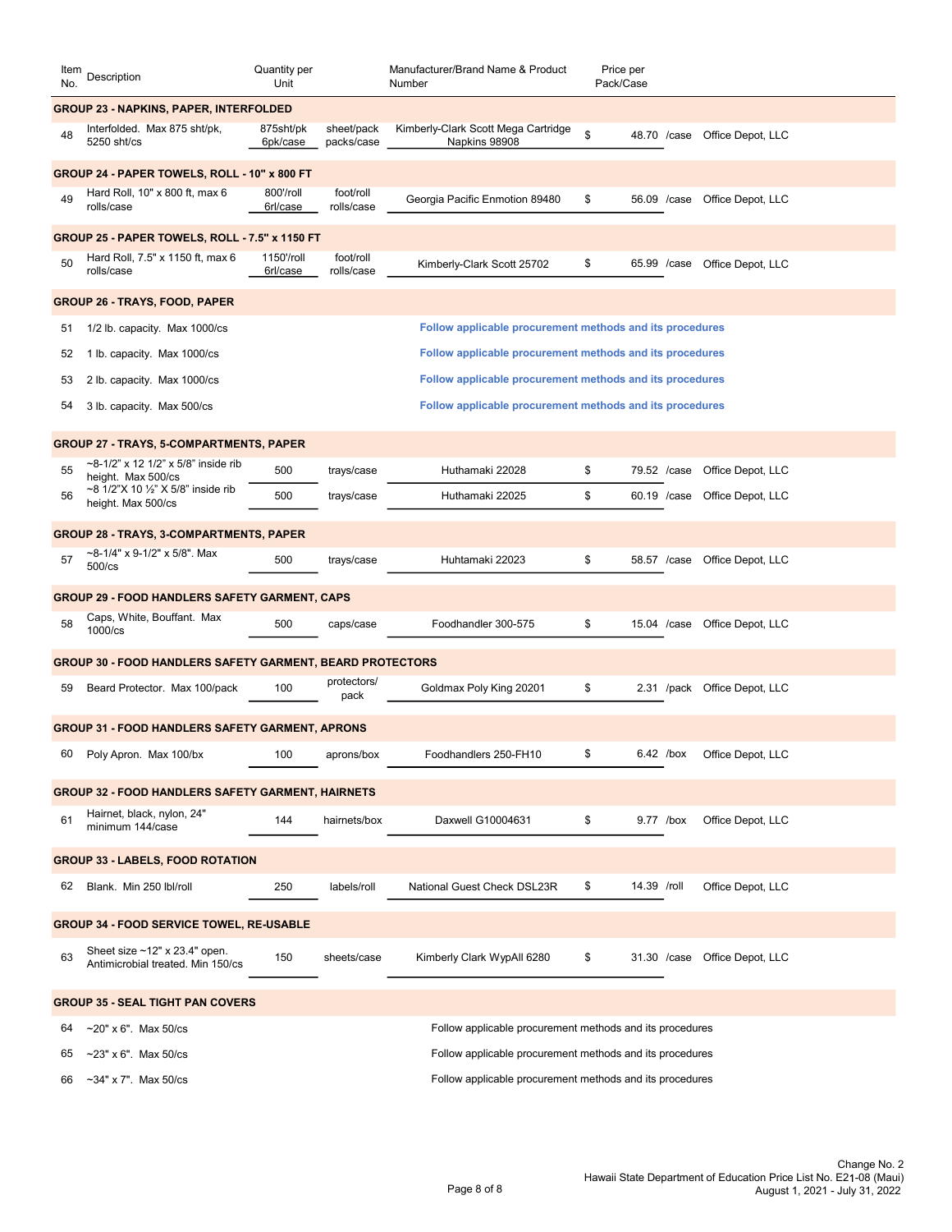| Item No. | Description | Quantity per Unit | | Manufacturer/Brand Name & Product Number | Price per Pack/Case | | |
|---|---|---|---|---|---|---|---|
| **GROUP 23 - NAPKINS, PAPER, INTERFOLDED** | | | | | | | |
| 48 | Interfolded. Max 875 sht/pk, 5250 sht/cs | 875sht/pk 6pk/case | sheet/pack packs/case | Kimberly-Clark Scott Mega Cartridge Napkins 98908 | $ 48.70 | /case | Office Depot, LLC |
| **GROUP 24 - PAPER TOWELS, ROLL - 10" x 800 FT** | | | | | | | |
| 49 | Hard Roll, 10" x 800 ft, max 6 rolls/case | 800'/roll 6rl/case | foot/roll rolls/case | Georgia Pacific Enmotion 89480 | $ 56.09 | /case | Office Depot, LLC |
| **GROUP 25 - PAPER TOWELS, ROLL - 7.5" x 1150 FT** | | | | | | | |
| 50 | Hard Roll, 7.5" x 1150 ft, max 6 rolls/case | 1150'/roll 6rl/case | foot/roll rolls/case | Kimberly-Clark Scott 25702 | $ 65.99 | /case | Office Depot, LLC |
| **GROUP 26 - TRAYS, FOOD, PAPER** | | | | | | | |
| 51 | 1/2 lb. capacity. Max 1000/cs | | | Follow applicable procurement methods and its procedures | | | |
| 52 | 1 lb. capacity. Max 1000/cs | | | Follow applicable procurement methods and its procedures | | | |
| 53 | 2 lb. capacity. Max 1000/cs | | | Follow applicable procurement methods and its procedures | | | |
| 54 | 3 lb. capacity. Max 500/cs | | | Follow applicable procurement methods and its procedures | | | |
| **GROUP 27 - TRAYS, 5-COMPARTMENTS, PAPER** | | | | | | | |
| 55 | ~8-1/2" x 12 1/2" x 5/8" inside rib height. Max 500/cs | 500 | trays/case | Huthamaki 22028 | $ 79.52 | /case | Office Depot, LLC |
| 56 | ~8 1/2"X 10 ½" X 5/8" inside rib height. Max 500/cs | 500 | trays/case | Huthamaki 22025 | $ 60.19 | /case | Office Depot, LLC |
| **GROUP 28 - TRAYS, 3-COMPARTMENTS, PAPER** | | | | | | | |
| 57 | ~8-1/4" x 9-1/2" x 5/8". Max 500/cs | 500 | trays/case | Huhtamaki 22023 | $ 58.57 | /case | Office Depot, LLC |
| **GROUP 29 - FOOD HANDLERS SAFETY GARMENT, CAPS** | | | | | | | |
| 58 | Caps, White, Bouffant. Max 1000/cs | 500 | caps/case | Foodhandler 300-575 | $ 15.04 | /case | Office Depot, LLC |
| **GROUP 30 - FOOD HANDLERS SAFETY GARMENT, BEARD PROTECTORS** | | | | | | | |
| 59 | Beard Protector. Max 100/pack | 100 | protectors/ pack | Goldmax Poly King 20201 | $ 2.31 | /pack | Office Depot, LLC |
| **GROUP 31 - FOOD HANDLERS SAFETY GARMENT, APRONS** | | | | | | | |
| 60 | Poly Apron. Max 100/bx | 100 | aprons/box | Foodhandlers 250-FH10 | $ 6.42 | /box | Office Depot, LLC |
| **GROUP 32 - FOOD HANDLERS SAFETY GARMENT, HAIRNETS** | | | | | | | |
| 61 | Hairnet, black, nylon, 24" minimum 144/case | 144 | hairnets/box | Daxwell G10004631 | $ 9.77 | /box | Office Depot, LLC |
| **GROUP 33 - LABELS, FOOD ROTATION** | | | | | | | |
| 62 | Blank. Min 250 lbl/roll | 250 | labels/roll | National Guest Check DSL23R | $ 14.39 | /roll | Office Depot, LLC |
| **GROUP 34 - FOOD SERVICE TOWEL, RE-USABLE** | | | | | | | |
| 63 | Sheet size ~12" x 23.4" open. Antimicrobial treated. Min 150/cs | 150 | sheets/case | Kimberly Clark WypAll 6280 | $ 31.30 | /case | Office Depot, LLC |
| **GROUP 35 - SEAL TIGHT PAN COVERS** | | | | | | | |
| 64 | ~20" x 6". Max 50/cs | | | Follow applicable procurement methods and its procedures | | | |
| 65 | ~23" x 6". Max 50/cs | | | Follow applicable procurement methods and its procedures | | | |
| 66 | ~34" x 7". Max 50/cs | | | Follow applicable procurement methods and its procedures | | | |

Change No. 2
Hawaii State Department of Education Price List No. E21-08 (Maui)
August 1, 2021 - July 31, 2022